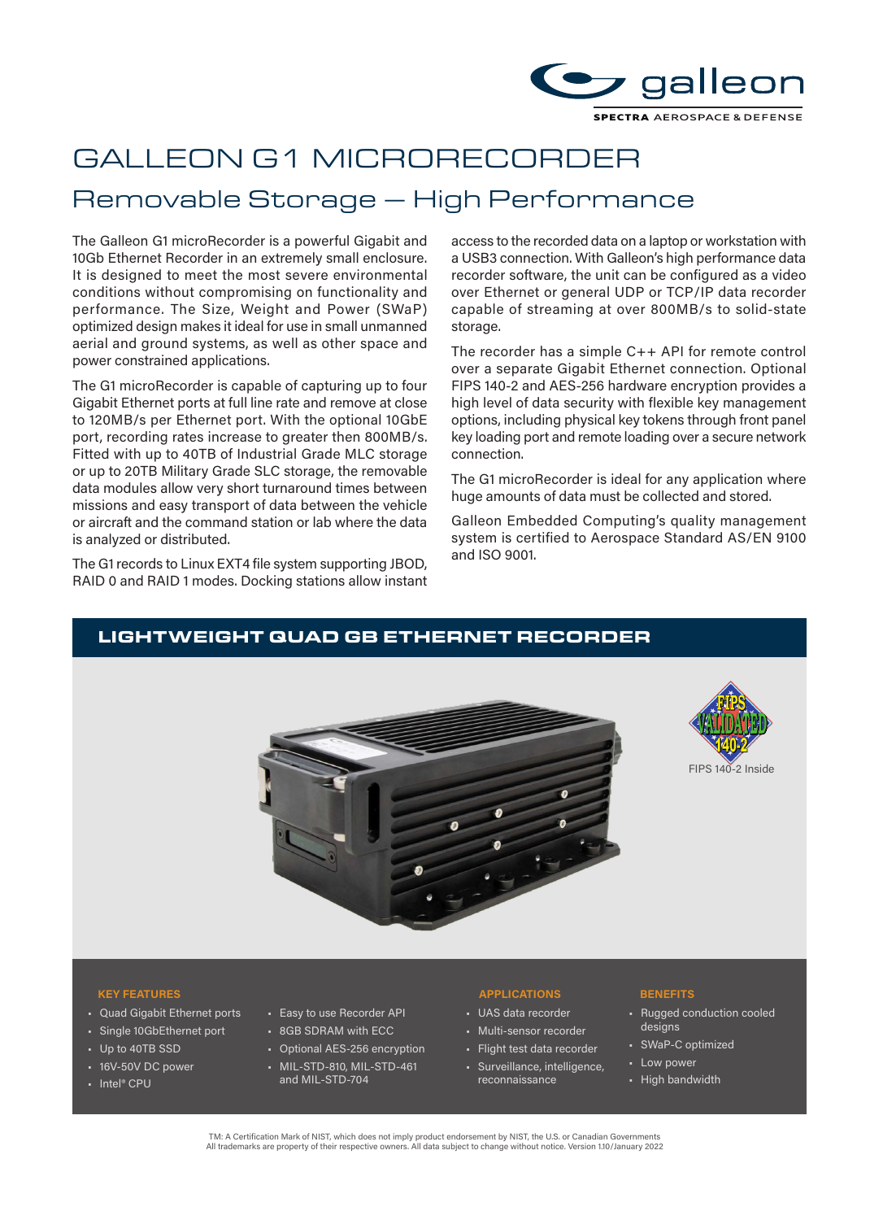# GALLEON G1 MICRORECORDER

## Removable Storage — High Performance

The Galleon G1 microRecorder is a powerful Gigabit and 10Gb Ethernet Recorder in an extremely small enclosure. It is designed to meet the most severe environmental conditions without compromising on functionality and performance. The Size, Weight and Power (SWaP) optimized design makes it ideal for use in small unmanned aerial and ground systems, as well as other space and power constrained applications.

The G1 microRecorder is capable of capturing up to four Gigabit Ethernet ports at full line rate and remove at close to 120MB/s per Ethernet port. With the optional 10GbE port, recording rates increase to greater then 800MB/s. Fitted with up to 40TB of Industrial Grade MLC storage or up to 20TB Military Grade SLC storage, the removable data modules allow very short turnaround times between missions and easy transport of data between the vehicle or aircraft and the command station or lab where the data is analyzed or distributed.

The G1 records to Linux EXT4 file system supporting JBOD, RAID 0 and RAID 1 modes. Docking stations allow instant access to the recorded data on a laptop or workstation with a USB3 connection. With Galleon's high performance data recorder software, the unit can be configured as a video over Ethernet or general UDP or TCP/IP data recorder capable of streaming at over 800MB/s to solid-state storage.

The recorder has a simple C++ API for remote control over a separate Gigabit Ethernet connection. Optional FIPS 140-2 and AES-256 hardware encryption provides a high level of data security with flexible key management options, including physical key tokens through front panel key loading port and remote loading over a secure network connection.

The G1 microRecorder is ideal for any application where huge amounts of data must be collected and stored.

Galleon Embedded Computing's quality management system is certified to Aerospace Standard AS/EN 9100 and ISO 9001.

## LIGHTWEIGHT QUAD GB ETHERNET RECORDER

FIPS 140-2 Inside

### KEY FEATURES

- Quad Gigabit Ethernet ports
- Single 10GbEthernet port
- Up to 40TB SSD
- 16V-50V DC power
- Intel® CPU
- Easy to use Recorder API
- 8GB SDRAM with ECC
- Optional AES-256 encryption
- MIL-STD-810, MIL-STD-461 and MIL-STD-704

### APPLICATIONS

- UAS data recorder
- Multi-sensor recorder
- Flight test data recorder
- Surveillance, intelligence, reconnaissance

### BENEFITS

- Rugged conduction cooled designs
- SWaP-C optimized
- Low power
- High bandwidth

TM: A Certification Mark of NIST, which does not imply product endorsement by NIST, the U.S. or Canadian Governments
All trademarks are property of their respective owners. All data subject to change without notice. Version 1.10/January 2022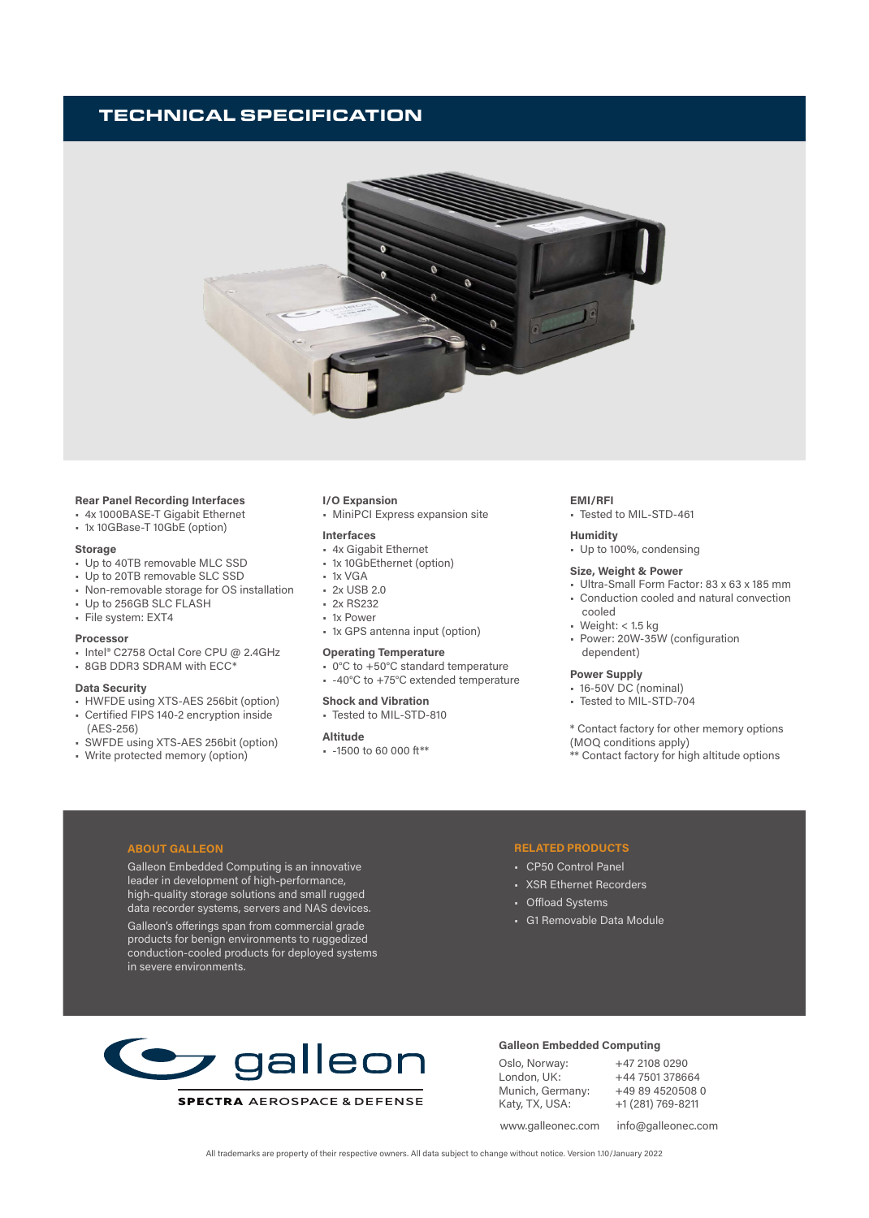# TECHNICAL SPECIFICATION

### Rear Panel Recording Interfaces
- 4x 1000BASE-T Gigabit Ethernet
- 1x 10GBase-T 10GbE (option)

### Storage
- Up to 40TB removable MLC SSD
- Up to 20TB removable SLC SSD
- Non-removable storage for OS installation
- Up to 256GB SLC FLASH
- File system: EXT4

### Processor
- Intel® C2758 Octal Core CPU @ 2.4GHz
- 8GB DDR3 SDRAM with ECC*

### Data Security
- HWFDE using XTS-AES 256bit (option)
- Certified FIPS 140-2 encryption inside (AES-256)
- SWFDE using XTS-AES 256bit (option)
- Write protected memory (option)

### I/O Expansion
- MiniPCI Express expansion site

### Interfaces
- 4x Gigabit Ethernet
- 1x 10GbEthernet (option)
- 1x VGA
- 2x USB 2.0
- 2x RS232
- 1x Power
- 1x GPS antenna input (option)

### Operating Temperature
- 0°C to +50°C standard temperature
- -40°C to +75°C extended temperature

### Shock and Vibration
- Tested to MIL-STD-810

### Altitude
- -1500 to 60 000 ft**

### EMI/RFI
- Tested to MIL-STD-461

### Humidity
- Up to 100%, condensing

### Size, Weight & Power
- Ultra-Small Form Factor: 83 x 63 x 185 mm
- Conduction cooled and natural convection cooled
- Weight: < 1.5 kg
- Power: 20W-35W (configuration dependent)

### Power Supply
- 16-50V DC (nominal)
- Tested to MIL-STD-704

\* Contact factory for other memory options (MOQ conditions apply)
\*\* Contact factory for high altitude options

## ABOUT GALLEON

Galleon Embedded Computing is an innovative leader in development of high-performance, high-quality storage solutions and small rugged data recorder systems, servers and NAS devices.

Galleon's offerings span from commercial grade products for benign environments to ruggedized conduction-cooled products for deployed systems in severe environments.

## RELATED PRODUCTS

- CP50 Control Panel
- XSR Ethernet Recorders
- Offload Systems
- G1 Removable Data Module

galleon

SPECTRA AEROSPACE & DEFENSE

**Galleon Embedded Computing**

| | |
|---|---|
| Oslo, Norway: | +47 2108 0290 |
| London, UK: | +44 7501 378664 |
| Munich, Germany: | +49 89 4520508 0 |
| Katy, TX, USA: | +1 (281) 769-8211 |

www.galleonec.com info@galleonec.com

All trademarks are property of their respective owners. All data subject to change without notice. Version 1.10/January 2022